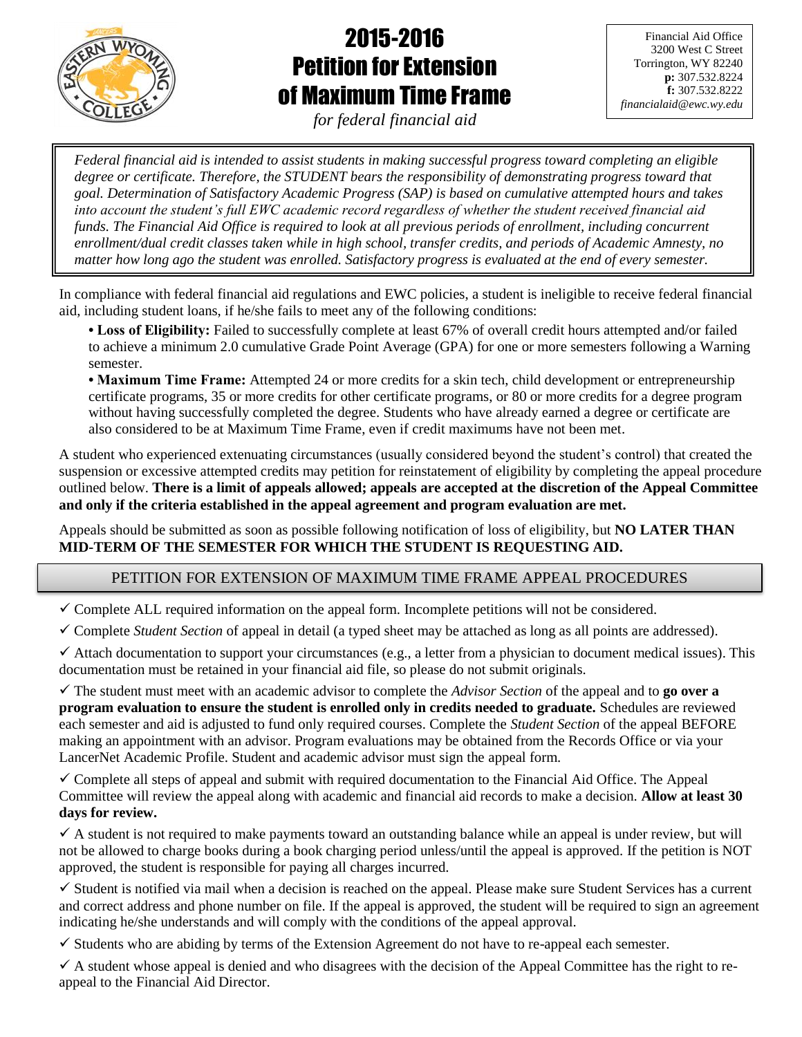# 2015-2016 Petition for Extension of Maximum Time Frame

*for federal financial aid*

Financial Aid Office
3200 West C Street
Torrington, WY 82240
**p:** 307.532.8224
**f:** 307.532.8222
*financialaid@ewc.wy.edu*

*Federal financial aid is intended to assist students in making successful progress toward completing an eligible degree or certificate. Therefore, the STUDENT bears the responsibility of demonstrating progress toward that goal. Determination of Satisfactory Academic Progress (SAP) is based on cumulative attempted hours and takes into account the student's full EWC academic record regardless of whether the student received financial aid funds. The Financial Aid Office is required to look at all previous periods of enrollment, including concurrent enrollment/dual credit classes taken while in high school, transfer credits, and periods of Academic Amnesty, no matter how long ago the student was enrolled. Satisfactory progress is evaluated at the end of every semester.*

In compliance with federal financial aid regulations and EWC policies, a student is ineligible to receive federal financial aid, including student loans, if he/she fails to meet any of the following conditions:

- **Loss of Eligibility:** Failed to successfully complete at least 67% of overall credit hours attempted and/or failed to achieve a minimum 2.0 cumulative Grade Point Average (GPA) for one or more semesters following a Warning semester.
- **Maximum Time Frame:** Attempted 24 or more credits for a skin tech, child development or entrepreneurship certificate programs, 35 or more credits for other certificate programs, or 80 or more credits for a degree program without having successfully completed the degree. Students who have already earned a degree or certificate are also considered to be at Maximum Time Frame, even if credit maximums have not been met.

A student who experienced extenuating circumstances (usually considered beyond the student's control) that created the suspension or excessive attempted credits may petition for reinstatement of eligibility by completing the appeal procedure outlined below. **There is a limit of appeals allowed; appeals are accepted at the discretion of the Appeal Committee and only if the criteria established in the appeal agreement and program evaluation are met.**

Appeals should be submitted as soon as possible following notification of loss of eligibility, but **NO LATER THAN MID-TERM OF THE SEMESTER FOR WHICH THE STUDENT IS REQUESTING AID.**

## PETITION FOR EXTENSION OF MAXIMUM TIME FRAME APPEAL PROCEDURES

✓ Complete ALL required information on the appeal form. Incomplete petitions will not be considered.

✓ Complete *Student Section* of appeal in detail (a typed sheet may be attached as long as all points are addressed).

✓ Attach documentation to support your circumstances (e.g., a letter from a physician to document medical issues). This documentation must be retained in your financial aid file, so please do not submit originals.

✓ The student must meet with an academic advisor to complete the *Advisor Section* of the appeal and to **go over a program evaluation to ensure the student is enrolled only in credits needed to graduate.** Schedules are reviewed each semester and aid is adjusted to fund only required courses. Complete the *Student Section* of the appeal BEFORE making an appointment with an advisor. Program evaluations may be obtained from the Records Office or via your LancerNet Academic Profile. Student and academic advisor must sign the appeal form.

✓ Complete all steps of appeal and submit with required documentation to the Financial Aid Office. The Appeal Committee will review the appeal along with academic and financial aid records to make a decision. **Allow at least 30 days for review.**

✓ A student is not required to make payments toward an outstanding balance while an appeal is under review, but will not be allowed to charge books during a book charging period unless/until the appeal is approved. If the petition is NOT approved, the student is responsible for paying all charges incurred.

✓ Student is notified via mail when a decision is reached on the appeal. Please make sure Student Services has a current and correct address and phone number on file. If the appeal is approved, the student will be required to sign an agreement indicating he/she understands and will comply with the conditions of the appeal approval.

✓ Students who are abiding by terms of the Extension Agreement do not have to re-appeal each semester.

✓ A student whose appeal is denied and who disagrees with the decision of the Appeal Committee has the right to re-appeal to the Financial Aid Director.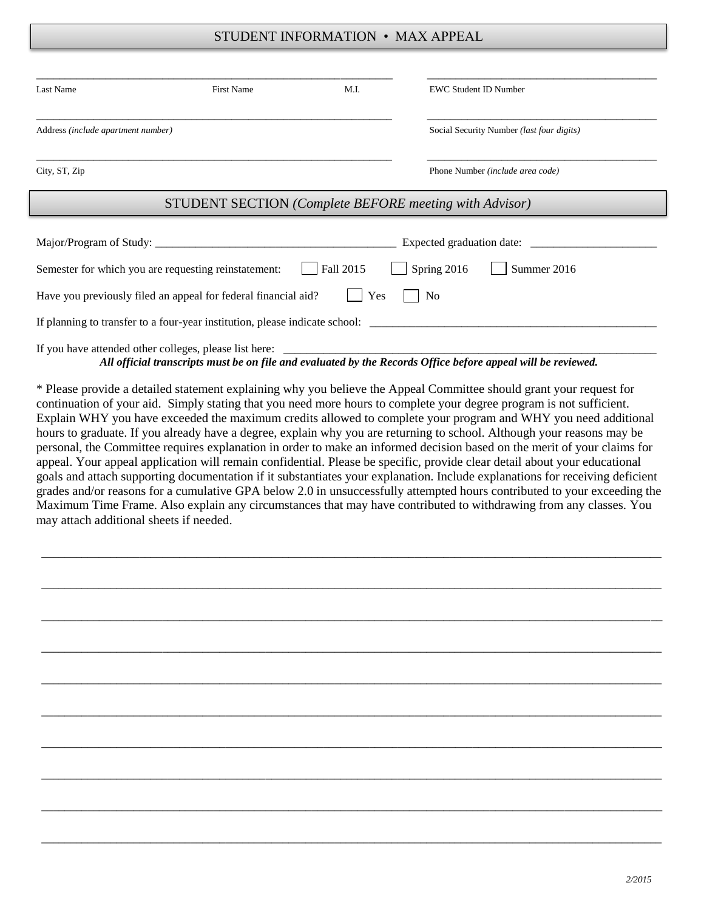## STUDENT INFORMATION • MAX APPEAL

_______________________________________________ _______________________________

Last Name First Name M.I. EWC Student ID Number

_______________________________________________ _______________________________

Address *(include apartment number)* Social Security Number *(last four digits)*

_______________________________________________ _______________________________

City, ST, Zip Phone Number *(include area code)*

## STUDENT SECTION *(Complete BEFORE meeting with Advisor)*

Major/Program of Study: ________________________________ Expected graduation date: ____________________

Semester for which you are requesting reinstatement: ☐ Fall 2015 ☐ Spring 2016 ☐ Summer 2016

Have you previously filed an appeal for federal financial aid? ☐ Yes ☐ No

If planning to transfer to a four-year institution, please indicate school: ________________________________

If you have attended other colleges, please list here: ________________________________

***All official transcripts must be on file and evaluated by the Records Office before appeal will be reviewed.***

* Please provide a detailed statement explaining why you believe the Appeal Committee should grant your request for continuation of your aid. Simply stating that you need more hours to complete your degree program is not sufficient. Explain WHY you have exceeded the maximum credits allowed to complete your program and WHY you need additional hours to graduate. If you already have a degree, explain why you are returning to school. Although your reasons may be personal, the Committee requires explanation in order to make an informed decision based on the merit of your claims for appeal. Your appeal application will remain confidential. Please be specific, provide clear detail about your educational goals and attach supporting documentation if it substantiates your explanation. Include explanations for receiving deficient grades and/or reasons for a cumulative GPA below 2.0 in unsuccessfully attempted hours contributed to your exceeding the Maximum Time Frame. Also explain any circumstances that may have contributed to withdrawing from any classes. You may attach additional sheets if needed.

______________________________________________________________________________

______________________________________________________________________________

______________________________________________________________________________

______________________________________________________________________________

______________________________________________________________________________

______________________________________________________________________________

______________________________________________________________________________

______________________________________________________________________________

______________________________________________________________________________

______________________________________________________________________________

*2/2015*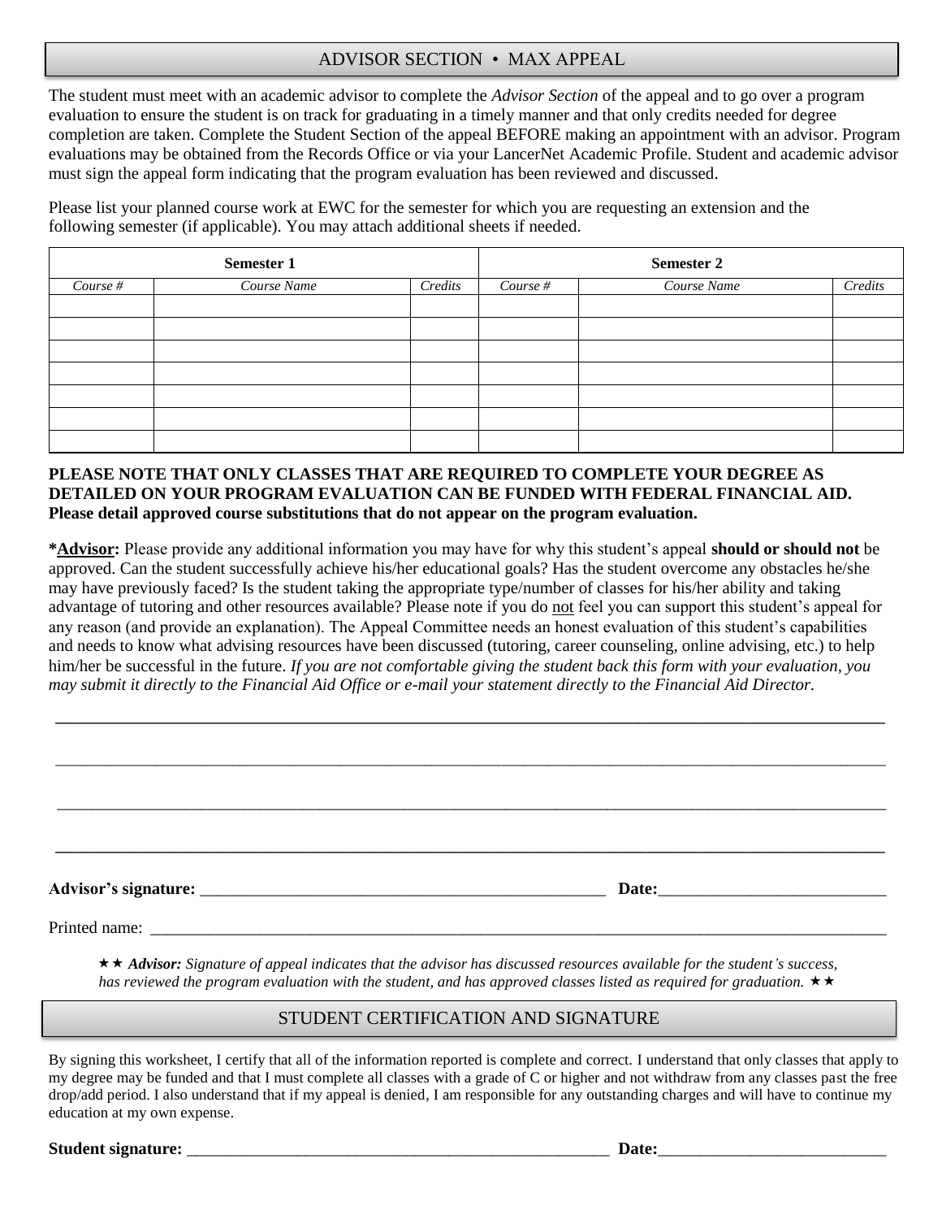## ADVISOR SECTION • MAX APPEAL

The student must meet with an academic advisor to complete the *Advisor Section* of the appeal and to go over a program evaluation to ensure the student is on track for graduating in a timely manner and that only credits needed for degree completion are taken. Complete the Student Section of the appeal BEFORE making an appointment with an advisor. Program evaluations may be obtained from the Records Office or via your LancerNet Academic Profile. Student and academic advisor must sign the appeal form indicating that the program evaluation has been reviewed and discussed.

Please list your planned course work at EWC for the semester for which you are requesting an extension and the following semester (if applicable). You may attach additional sheets if needed.

| **Semester 1** | | | **Semester 2** | | |
|---|---|---|---|---|---|
| *Course #* | *Course Name* | *Credits* | *Course #* | *Course Name* | *Credits* |
| | | | | | |
| | | | | | |
| | | | | | |
| | | | | | |
| | | | | | |
| | | | | | |
| | | | | | |

**PLEASE NOTE THAT ONLY CLASSES THAT ARE REQUIRED TO COMPLETE YOUR DEGREE AS DETAILED ON YOUR PROGRAM EVALUATION CAN BE FUNDED WITH FEDERAL FINANCIAL AID. Please detail approved course substitutions that do not appear on the program evaluation.**

**\*Advisor:** Please provide any additional information you may have for why this student's appeal **should or should not** be approved. Can the student successfully achieve his/her educational goals? Has the student overcome any obstacles he/she may have previously faced? Is the student taking the appropriate type/number of classes for his/her ability and taking advantage of tutoring and other resources available? Please note if you do not feel you can support this student's appeal for any reason (and provide an explanation). The Appeal Committee needs an honest evaluation of this student's capabilities and needs to know what advising resources have been discussed (tutoring, career counseling, online advising, etc.) to help him/her be successful in the future. *If you are not comfortable giving the student back this form with your evaluation, you may submit it directly to the Financial Aid Office or e-mail your statement directly to the Financial Aid Director.*

_______________________________________________________________________________

_______________________________________________________________________________

_______________________________________________________________________________

_______________________________________________________________________________

**Advisor's signature:** __________________________________________ **Date:**______________________

Printed name: ___________________________________________________________________________

★★ ***Advisor:*** *Signature of appeal indicates that the advisor has discussed resources available for the student's success, has reviewed the program evaluation with the student, and has approved classes listed as required for graduation.* ★★

## STUDENT CERTIFICATION AND SIGNATURE

By signing this worksheet, I certify that all of the information reported is complete and correct. I understand that only classes that apply to my degree may be funded and that I must complete all classes with a grade of C or higher and not withdraw from any classes past the free drop/add period. I also understand that if my appeal is denied, I am responsible for any outstanding charges and will have to continue my education at my own expense.

**Student signature:** ____________________________________________ **Date:**______________________